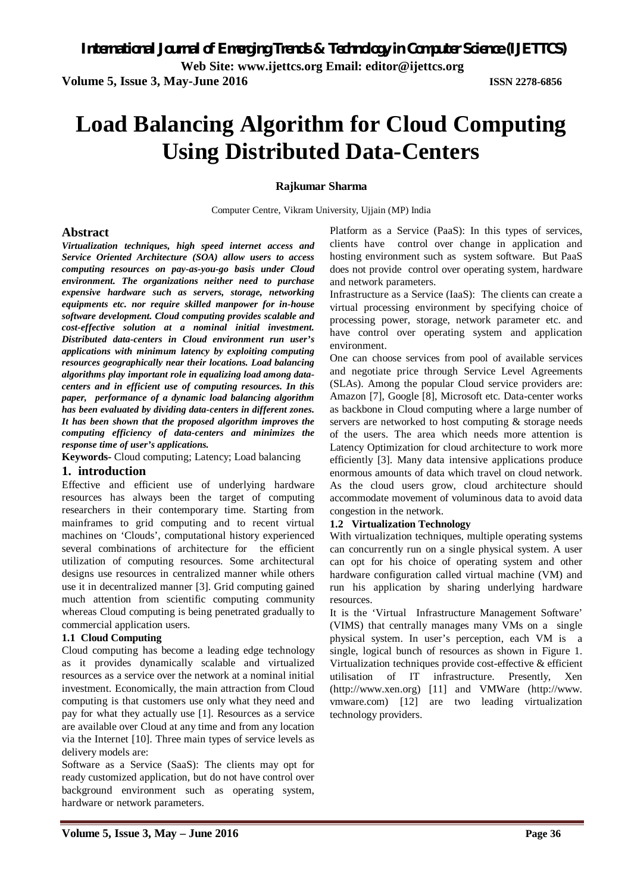# Load Balancing Algorithm for Cloud Computing Using Distributed Data-Centers

**Rajkumar Sharma**

Computer Centre, Vikram University, Ujjain (MP) India

## Abstract

***Virtualization techniques, high speed internet access and Service Oriented Architecture (SOA) allow users to access computing resources on pay-as-you-go basis under Cloud environment. The organizations neither need to purchase expensive hardware such as servers, storage, networking equipments etc. nor require skilled manpower for in-house software development. Cloud computing provides scalable and cost-effective solution at a nominal initial investment. Distributed data-centers in Cloud environment run user's applications with minimum latency by exploiting computing resources geographically near their locations. Load balancing algorithms play important role in equalizing load among data-centers and in efficient use of computing resources. In this paper, performance of a dynamic load balancing algorithm has been evaluated by dividing data-centers in different zones. It has been shown that the proposed algorithm improves the computing efficiency of data-centers and minimizes the response time of user's applications.***

**Keywords-** Cloud computing; Latency; Load balancing

## 1. introduction

Effective and efficient use of underlying hardware resources has always been the target of computing researchers in their contemporary time. Starting from mainframes to grid computing and to recent virtual machines on 'Clouds', computational history experienced several combinations of architecture for the efficient utilization of computing resources. Some architectural designs use resources in centralized manner while others use it in decentralized manner [3]. Grid computing gained much attention from scientific computing community whereas Cloud computing is being penetrated gradually to commercial application users.

### 1.1 Cloud Computing

Cloud computing has become a leading edge technology as it provides dynamically scalable and virtualized resources as a service over the network at a nominal initial investment. Economically, the main attraction from Cloud computing is that customers use only what they need and pay for what they actually use [1]. Resources as a service are available over Cloud at any time and from any location via the Internet [10]. Three main types of service levels as delivery models are:

Software as a Service (SaaS): The clients may opt for ready customized application, but do not have control over background environment such as operating system, hardware or network parameters.

Platform as a Service (PaaS): In this types of services, clients have control over change in application and hosting environment such as system software. But PaaS does not provide control over operating system, hardware and network parameters.

Infrastructure as a Service (IaaS): The clients can create a virtual processing environment by specifying choice of processing power, storage, network parameter etc. and have control over operating system and application environment.

One can choose services from pool of available services and negotiate price through Service Level Agreements (SLAs). Among the popular Cloud service providers are: Amazon [7], Google [8], Microsoft etc. Data-center works as backbone in Cloud computing where a large number of servers are networked to host computing & storage needs of the users. The area which needs more attention is Latency Optimization for cloud architecture to work more efficiently [3]. Many data intensive applications produce enormous amounts of data which travel on cloud network. As the cloud users grow, cloud architecture should accommodate movement of voluminous data to avoid data congestion in the network.

### 1.2 Virtualization Technology

With virtualization techniques, multiple operating systems can concurrently run on a single physical system. A user can opt for his choice of operating system and other hardware configuration called virtual machine (VM) and run his application by sharing underlying hardware resources.

It is the 'Virtual Infrastructure Management Software' (VIMS) that centrally manages many VMs on a single physical system. In user's perception, each VM is a single, logical bunch of resources as shown in Figure 1. Virtualization techniques provide cost-effective & efficient utilisation of IT infrastructure. Presently, Xen (http://www.xen.org) [11] and VMWare (http://www.vmware.com) [12] are two leading virtualization technology providers.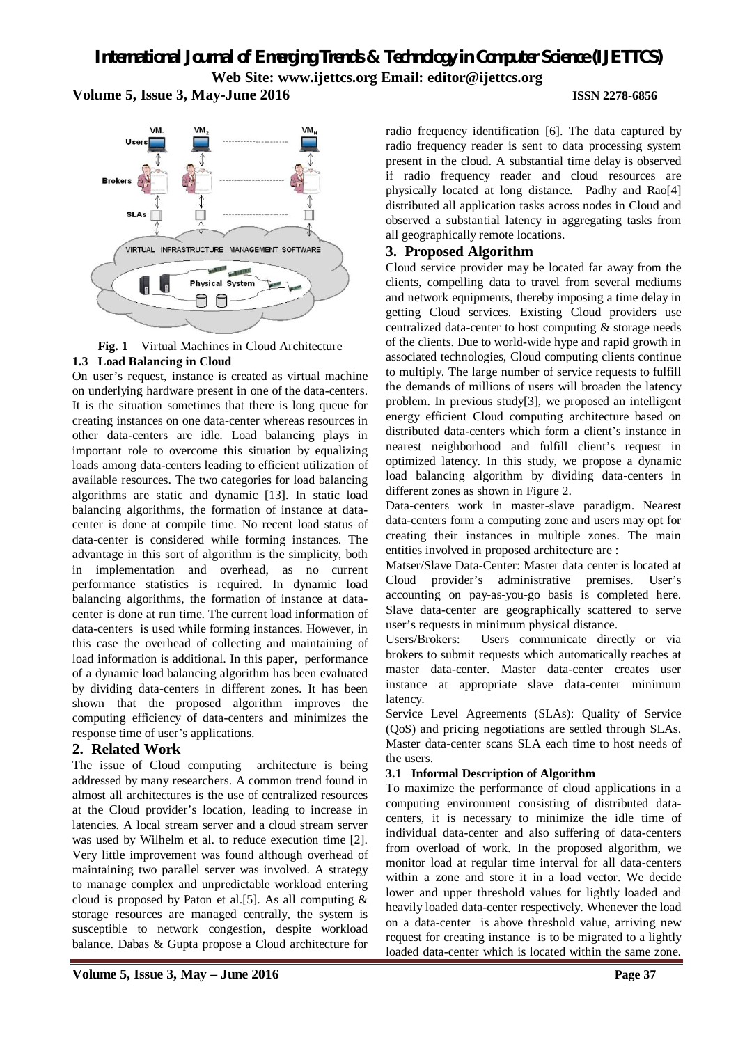**Fig. 1** Virtual Machines in Cloud Architecture

### 1.3 Load Balancing in Cloud

On user's request, instance is created as virtual machine on underlying hardware present in one of the data-centers. It is the situation sometimes that there is long queue for creating instances on one data-center whereas resources in other data-centers are idle. Load balancing plays in important role to overcome this situation by equalizing loads among data-centers leading to efficient utilization of available resources. The two categories for load balancing algorithms are static and dynamic [13]. In static load balancing algorithms, the formation of instance at data-center is done at compile time. No recent load status of data-center is considered while forming instances. The advantage in this sort of algorithm is the simplicity, both in implementation and overhead, as no current performance statistics is required. In dynamic load balancing algorithms, the formation of instance at data-center is done at run time. The current load information of data-centers is used while forming instances. However, in this case the overhead of collecting and maintaining of load information is additional. In this paper, performance of a dynamic load balancing algorithm has been evaluated by dividing data-centers in different zones. It has been shown that the proposed algorithm improves the computing efficiency of data-centers and minimizes the response time of user's applications.

## 2. Related Work

The issue of Cloud computing architecture is being addressed by many researchers. A common trend found in almost all architectures is the use of centralized resources at the Cloud provider's location, leading to increase in latencies. A local stream server and a cloud stream server was used by Wilhelm et al. to reduce execution time [2]. Very little improvement was found although overhead of maintaining two parallel server was involved. A strategy to manage complex and unpredictable workload entering cloud is proposed by Paton et al.[5]. As all computing & storage resources are managed centrally, the system is susceptible to network congestion, despite workload balance. Dabas & Gupta propose a Cloud architecture for radio frequency identification [6]. The data captured by radio frequency reader is sent to data processing system present in the cloud. A substantial time delay is observed if radio frequency reader and cloud resources are physically located at long distance. Padhy and Rao[4] distributed all application tasks across nodes in Cloud and observed a substantial latency in aggregating tasks from all geographically remote locations.

## 3. Proposed Algorithm

Cloud service provider may be located far away from the clients, compelling data to travel from several mediums and network equipments, thereby imposing a time delay in getting Cloud services. Existing Cloud providers use centralized data-center to host computing & storage needs of the clients. Due to world-wide hype and rapid growth in associated technologies, Cloud computing clients continue to multiply. The large number of service requests to fulfill the demands of millions of users will broaden the latency problem. In previous study[3], we proposed an intelligent energy efficient Cloud computing architecture based on distributed data-centers which form a client's instance in nearest neighborhood and fulfill client's request in optimized latency. In this study, we propose a dynamic load balancing algorithm by dividing data-centers in different zones as shown in Figure 2.

Data-centers work in master-slave paradigm. Nearest data-centers form a computing zone and users may opt for creating their instances in multiple zones. The main entities involved in proposed architecture are :

Matser/Slave Data-Center: Master data center is located at Cloud provider's administrative premises. User's accounting on pay-as-you-go basis is completed here. Slave data-center are geographically scattered to serve user's requests in minimum physical distance.

Users/Brokers: Users communicate directly or via brokers to submit requests which automatically reaches at master data-center. Master data-center creates user instance at appropriate slave data-center minimum latency.

Service Level Agreements (SLAs): Quality of Service (QoS) and pricing negotiations are settled through SLAs. Master data-center scans SLA each time to host needs of the users.

### 3.1 Informal Description of Algorithm

To maximize the performance of cloud applications in a computing environment consisting of distributed data-centers, it is necessary to minimize the idle time of individual data-center and also suffering of data-centers from overload of work. In the proposed algorithm, we monitor load at regular time interval for all data-centers within a zone and store it in a load vector. We decide lower and upper threshold values for lightly loaded and heavily loaded data-center respectively. Whenever the load on a data-center is above threshold value, arriving new request for creating instance is to be migrated to a lightly loaded data-center which is located within the same zone.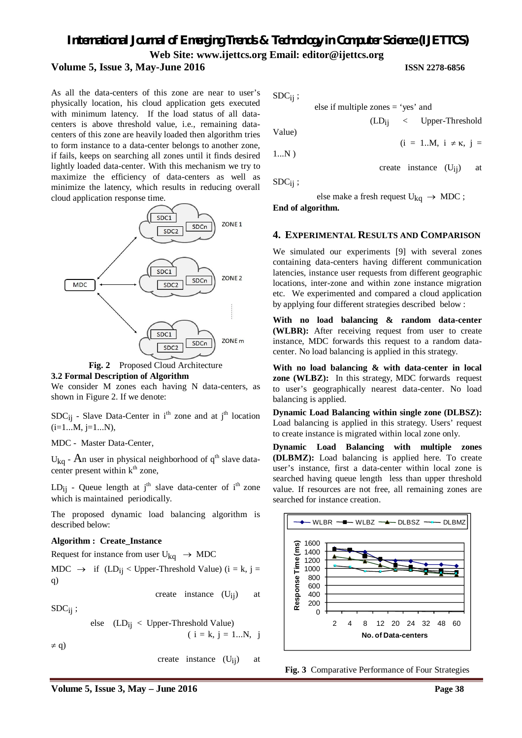As all the data-centers of this zone are near to user's physically location, his cloud application gets executed with minimum latency. If the load status of all data-centers is above threshold value, i.e., remaining data-centers of this zone are heavily loaded then algorithm tries to form instance to a data-center belongs to another zone, if fails, keeps on searching all zones until it finds desired lightly loaded data-center. With this mechanism we try to maximize the efficiency of data-centers as well as minimize the latency, which results in reducing overall cloud application response time.

**Fig. 2** Proposed Cloud Architecture

### 3.2 Formal Description of Algorithm

We consider M zones each having N data-centers, as shown in Figure 2. If we denote:

$SDC_{ij}$ - Slave Data-Center in $i^{th}$ zone and at $j^{th}$ location ($i=1...M$, $j=1...N$),

MDC - Master Data-Center,

$U_{kq}$ - An user in physical neighborhood of $q^{th}$ slave data-center present within $k^{th}$ zone,

$LD_{ij}$ - Queue length at $j^{th}$ slave data-center of $i^{th}$ zone which is maintained periodically.

The proposed dynamic load balancing algorithm is described below:

**Algorithm : Create_Instance**

Request for instance from user $U_{kq} \rightarrow$ MDC

MDC $\rightarrow$ if ($LD_{ij}$ < Upper-Threshold Value) ($i = k$, $j = q$)

create instance ($U_{ij}$) at $SDC_{ij}$ ;

else ($LD_{ij}$ < Upper-Threshold Value) ( $i = k$, $j = 1...N$, $j \neq q$)

create instance ($U_{ij}$) at $SDC_{ij}$ ;

else if multiple zones = 'yes' and ($LD_{ij}$ < Upper-Threshold Value)

($i = 1..M$, $i \neq \kappa$, $j = 1...N$ )

create instance ($U_{ij}$) at $SDC_{ij}$ ;

else make a fresh request $U_{kq} \rightarrow$ MDC ;

**End of algorithm.**

## 4. Experimental Results and Comparison

We simulated our experiments [9] with several zones containing data-centers having different communication latencies, instance user requests from different geographic locations, inter-zone and within zone instance migration etc. We experimented and compared a cloud application by applying four different strategies described below :

**With no load balancing & random data-center (WLBR):** After receiving request from user to create instance, MDC forwards this request to a random data-center. No load balancing is applied in this strategy.

**With no load balancing & with data-center in local zone (WLBZ):** In this strategy, MDC forwards request to user's geographically nearest data-center. No load balancing is applied.

**Dynamic Load Balancing within single zone (DLBSZ):** Load balancing is applied in this strategy. Users' request to create instance is migrated within local zone only.

**Dynamic Load Balancing with multiple zones (DLBMZ):** Load balancing is applied here. To create user's instance, first a data-center within local zone is searched having queue length less than upper threshold value. If resources are not free, all remaining zones are searched for instance creation.

**Fig. 3** Comparative Performance of Four Strategies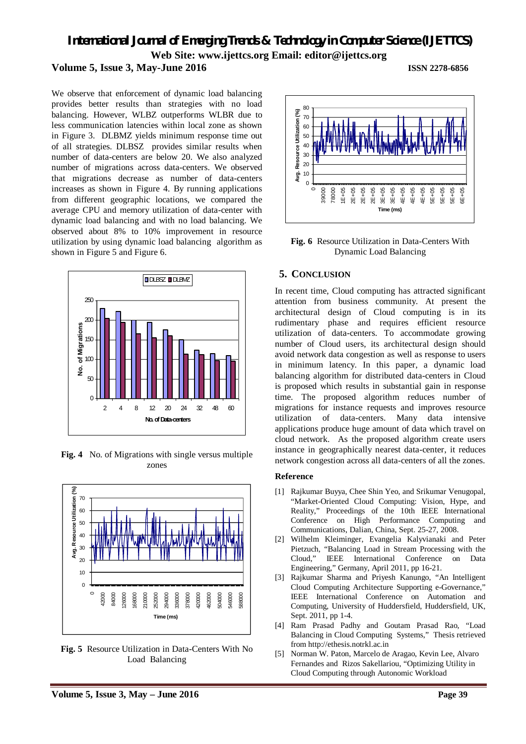We observe that enforcement of dynamic load balancing provides better results than strategies with no load balancing. However, WLBZ outperforms WLBR due to less communication latencies within local zone as shown in Figure 3. DLBMZ yields minimum response time out of all strategies. DLBSZ provides similar results when number of data-centers are below 20. We also analyzed number of migrations across data-centers. We observed that migrations decrease as number of data-centers increases as shown in Figure 4. By running applications from different geographic locations, we compared the average CPU and memory utilization of data-center with dynamic load balancing and with no load balancing. We observed about 8% to 10% improvement in resource utilization by using dynamic load balancing algorithm as shown in Figure 5 and Figure 6.

**Fig. 4** No. of Migrations with single versus multiple zones

**Fig. 5** Resource Utilization in Data-Centers With No Load Balancing

**Fig. 6** Resource Utilization in Data-Centers With Dynamic Load Balancing

## 5. CONCLUSION

In recent time, Cloud computing has attracted significant attention from business community. At present the architectural design of Cloud computing is in its rudimentary phase and requires efficient resource utilization of data-centers. To accommodate growing number of Cloud users, its architectural design should avoid network data congestion as well as response to users in minimum latency. In this paper, a dynamic load balancing algorithm for distributed data-centers in Cloud is proposed which results in substantial gain in response time. The proposed algorithm reduces number of migrations for instance requests and improves resource utilization of data-centers. Many data intensive applications produce huge amount of data which travel on cloud network. As the proposed algorithm create users instance in geographically nearest data-center, it reduces network congestion across all data-centers of all the zones.

### Reference

[1] Rajkumar Buyya, Chee Shin Yeo, and Srikumar Venugopal, "Market-Oriented Cloud Computing: Vision, Hype, and Reality," Proceedings of the 10th IEEE International Conference on High Performance Computing and Communications, Dalian, China, Sept. 25-27, 2008.

[2] Wilhelm Kleiminger, Evangelia Kalyvianaki and Peter Pietzuch, "Balancing Load in Stream Processing with the Cloud," IEEE International Conference on Data Engineering," Germany, April 2011, pp 16-21.

[3] Rajkumar Sharma and Priyesh Kanungo, "An Intelligent Cloud Computing Architecture Supporting e-Governance," IEEE International Conference on Automation and Computing, University of Huddersfield, Huddersfield, UK, Sept. 2011, pp 1-4.

[4] Ram Prasad Padhy and Goutam Prasad Rao, "Load Balancing in Cloud Computing Systems," Thesis retrieved from http://ethesis.notrkl.ac.in

[5] Norman W. Paton, Marcelo de Aragao, Kevin Lee, Alvaro Fernandes and Rizos Sakellariou, "Optimizing Utility in Cloud Computing through Autonomic Workload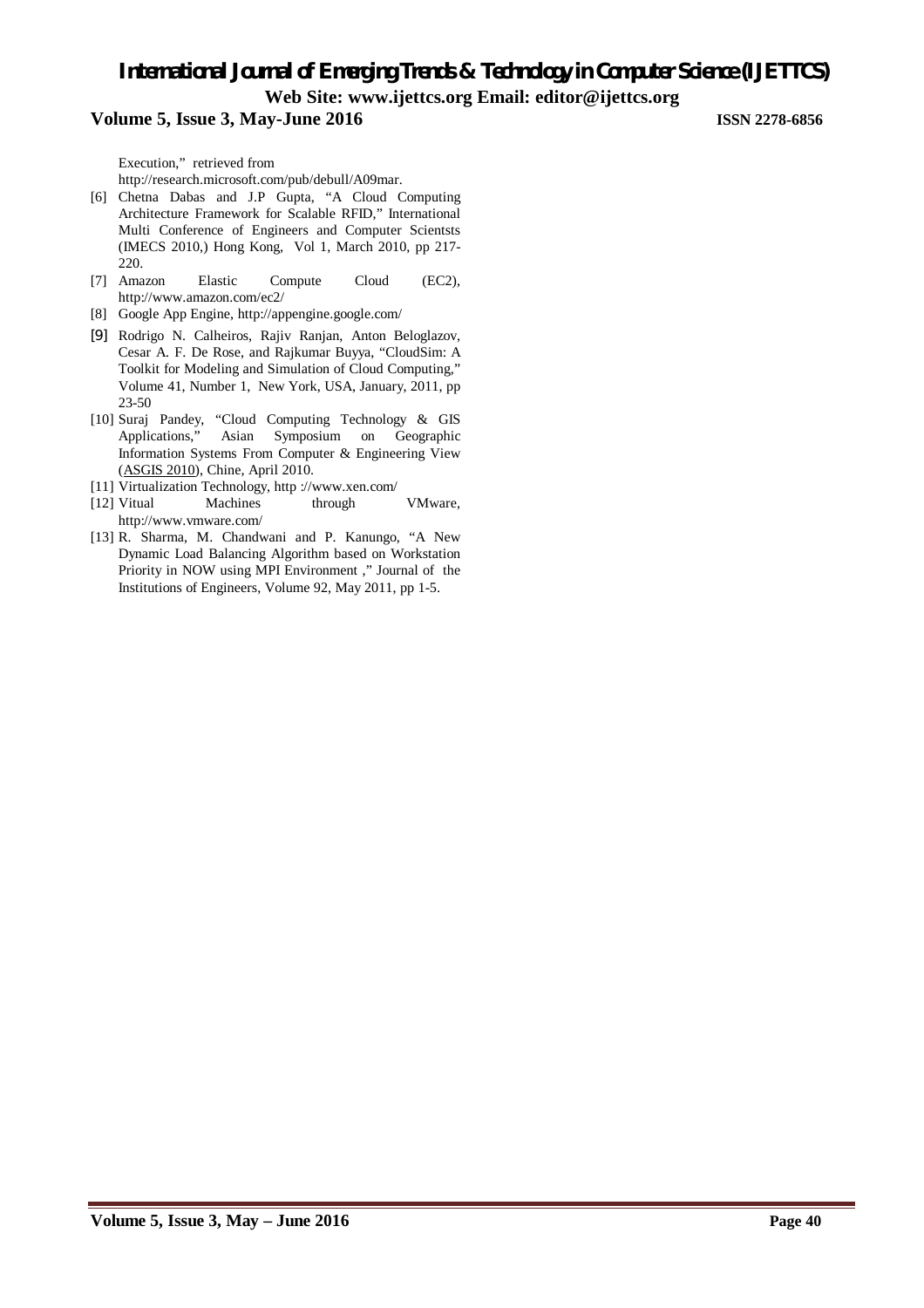Execution," retrieved from http://research.microsoft.com/pub/debull/A09mar.

[6] Chetna Dabas and J.P Gupta, "A Cloud Computing Architecture Framework for Scalable RFID," International Multi Conference of Engineers and Computer Scientsts (IMECS 2010,) Hong Kong, Vol 1, March 2010, pp 217-220.

[7] Amazon Elastic Compute Cloud (EC2), http://www.amazon.com/ec2/

[8] Google App Engine, http://appengine.google.com/

[9] Rodrigo N. Calheiros, Rajiv Ranjan, Anton Beloglazov, Cesar A. F. De Rose, and Rajkumar Buyya, "CloudSim: A Toolkit for Modeling and Simulation of Cloud Computing," Volume 41, Number 1, New York, USA, January, 2011, pp 23-50

[10] Suraj Pandey, "Cloud Computing Technology & GIS Applications," Asian Symposium on Geographic Information Systems From Computer & Engineering View (ASGIS 2010), Chine, April 2010.

[11] Virtualization Technology, http ://www.xen.com/

[12] Vitual Machines through VMware, http://www.vmware.com/

[13] R. Sharma, M. Chandwani and P. Kanungo, "A New Dynamic Load Balancing Algorithm based on Workstation Priority in NOW using MPI Environment ," Journal of the Institutions of Engineers, Volume 92, May 2011, pp 1-5.